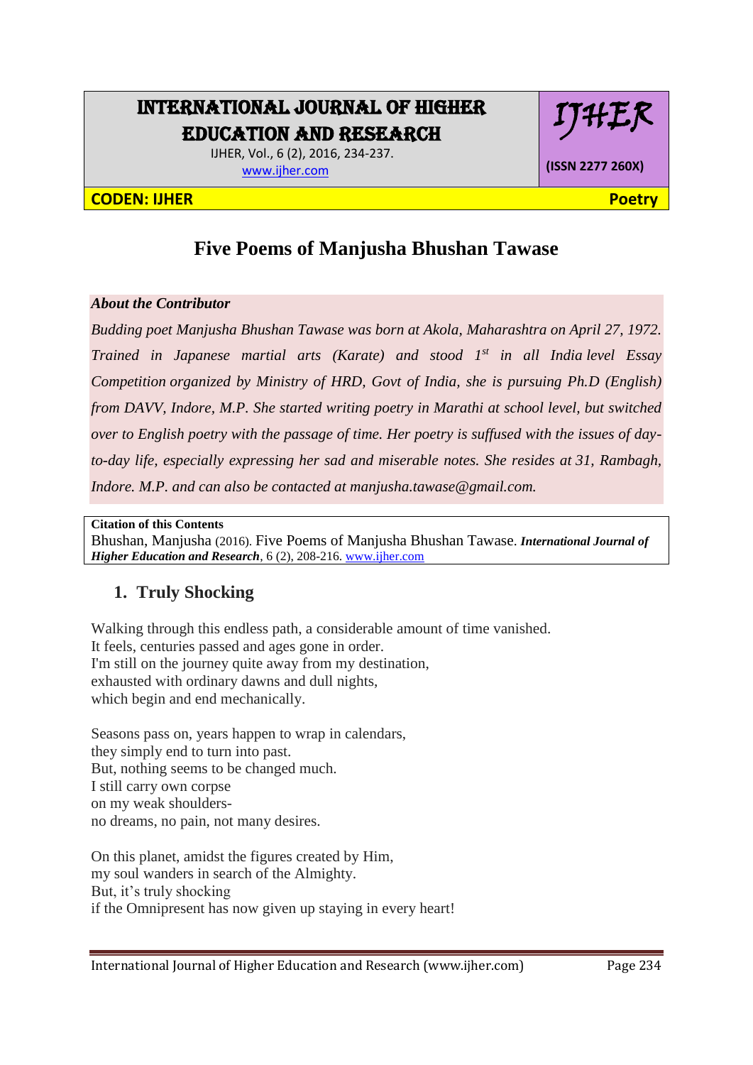# Five Poems of Manjusha Bhushan Tawase

***About the Contributor***

*Budding poet Manjusha Bhushan Tawase was born at Akola, Maharashtra on April 27, 1972. Trained in Japanese martial arts (Karate) and stood 1st in all India level Essay Competition organized by Ministry of HRD, Govt of India, she is pursuing Ph.D (English) from DAVV, Indore, M.P. She started writing poetry in Marathi at school level, but switched over to English poetry with the passage of time. Her poetry is suffused with the issues of day-to-day life, especially expressing her sad and miserable notes. She resides at 31, Rambagh, Indore. M.P. and can also be contacted at manjusha.tawase@gmail.com.*

**Citation of this Contents**
Bhushan, Manjusha (2016). Five Poems of Manjusha Bhushan Tawase. ***International Journal of Higher Education and Research***, 6 (2), 208-216. www.ijher.com

## 1. Truly Shocking

Walking through this endless path, a considerable amount of time vanished.
It feels, centuries passed and ages gone in order.
I'm still on the journey quite away from my destination,
exhausted with ordinary dawns and dull nights,
which begin and end mechanically.

Seasons pass on, years happen to wrap in calendars,
they simply end to turn into past.
But, nothing seems to be changed much.
I still carry own corpse
on my weak shoulders-
no dreams, no pain, not many desires.

On this planet, amidst the figures created by Him,
my soul wanders in search of the Almighty.
But, it's truly shocking
if the Omnipresent has now given up staying in every heart!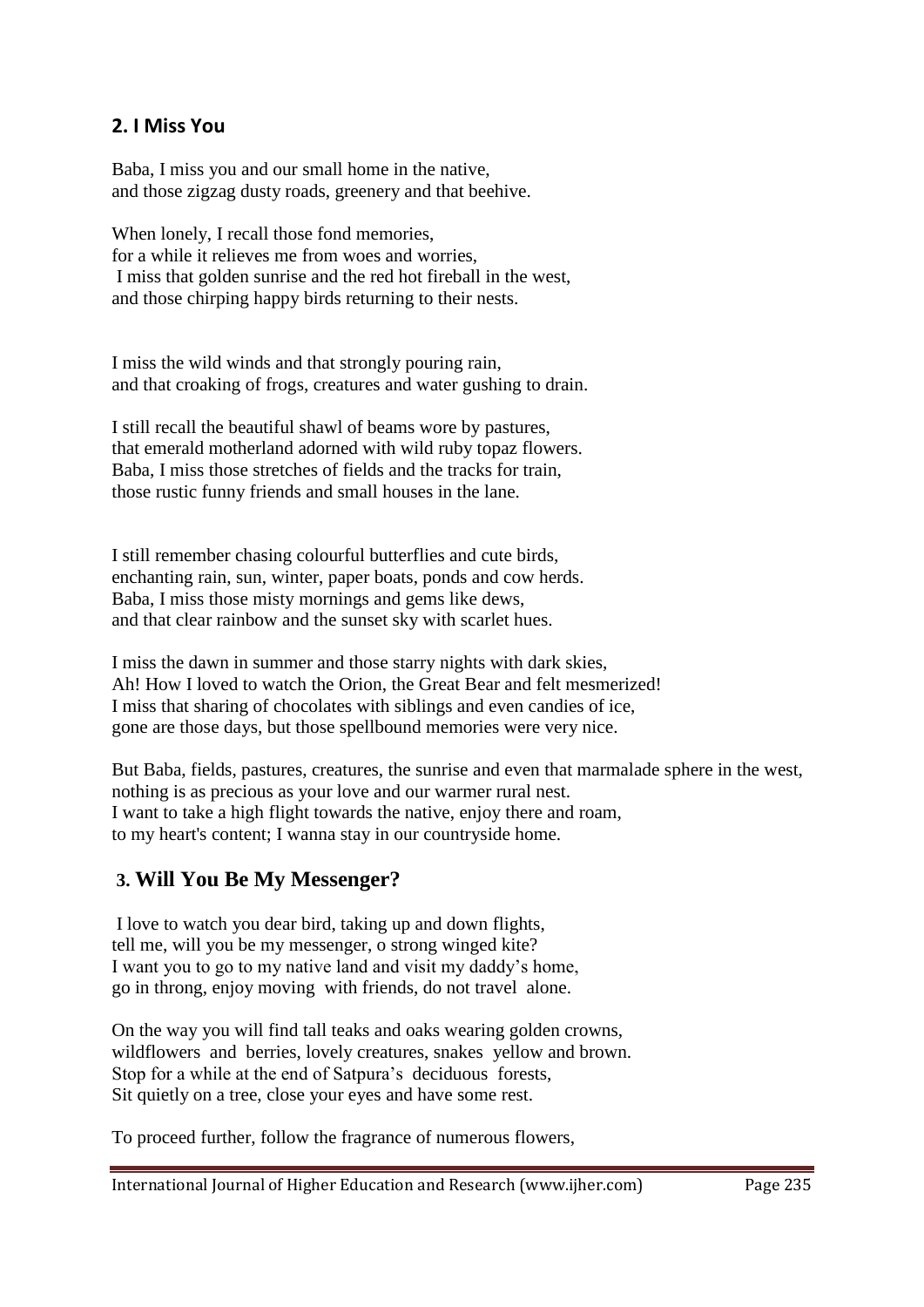## 2. I Miss You

Baba, I miss you and our small home in the native,
and those zigzag dusty roads, greenery and that beehive.

When lonely, I recall those fond memories,
for a while it relieves me from woes and worries,
I miss that golden sunrise and the red hot fireball in the west,
and those chirping happy birds returning to their nests.

I miss the wild winds and that strongly pouring rain,
and that croaking of frogs, creatures and water gushing to drain.

I still recall the beautiful shawl of beams wore by pastures,
that emerald motherland adorned with wild ruby topaz flowers.
Baba, I miss those stretches of fields and the tracks for train,
those rustic funny friends and small houses in the lane.

I still remember chasing colourful butterflies and cute birds,
enchanting rain, sun, winter, paper boats, ponds and cow herds.
Baba, I miss those misty mornings and gems like dews,
and that clear rainbow and the sunset sky with scarlet hues.

I miss the dawn in summer and those starry nights with dark skies,
Ah! How I loved to watch the Orion, the Great Bear and felt mesmerized!
I miss that sharing of chocolates with siblings and even candies of ice,
gone are those days, but those spellbound memories were very nice.

But Baba, fields, pastures, creatures, the sunrise and even that marmalade sphere in the west,
nothing is as precious as your love and our warmer rural nest.
I want to take a high flight towards the native, enjoy there and roam,
to my heart's content; I wanna stay in our countryside home.

## 3. Will You Be My Messenger?

I love to watch you dear bird, taking up and down flights,
tell me, will you be my messenger, o strong winged kite?
I want you to go to my native land and visit my daddy's home,
go in throng, enjoy moving with friends, do not travel alone.

On the way you will find tall teaks and oaks wearing golden crowns,
wildflowers and berries, lovely creatures, snakes yellow and brown.
Stop for a while at the end of Satpura's deciduous forests,
Sit quietly on a tree, close your eyes and have some rest.

To proceed further, follow the fragrance of numerous flowers,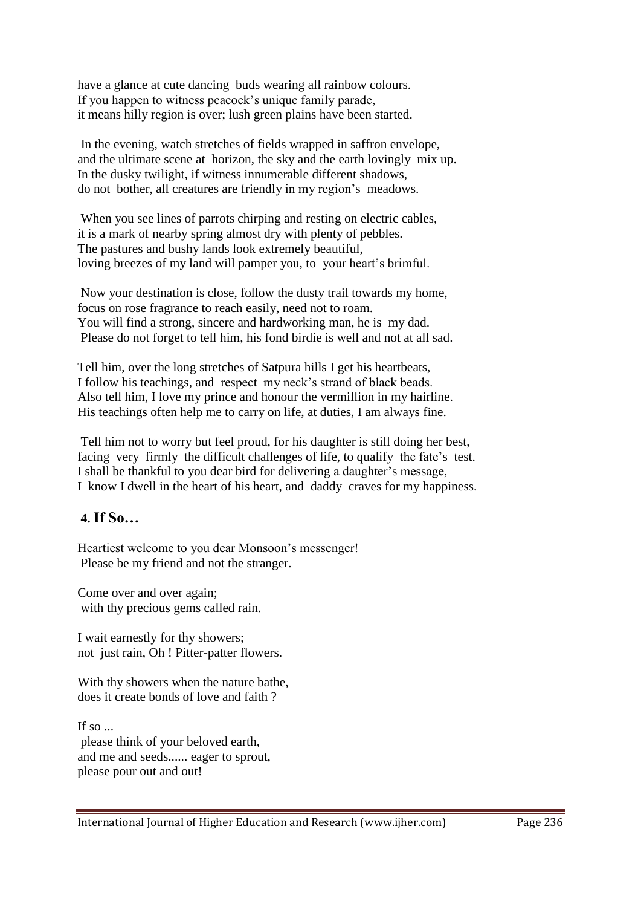have a glance at cute dancing buds wearing all rainbow colours.
If you happen to witness peacock's unique family parade,
it means hilly region is over; lush green plains have been started.

In the evening, watch stretches of fields wrapped in saffron envelope,
and the ultimate scene at horizon, the sky and the earth lovingly mix up.
In the dusky twilight, if witness innumerable different shadows,
do not bother, all creatures are friendly in my region's meadows.

When you see lines of parrots chirping and resting on electric cables,
it is a mark of nearby spring almost dry with plenty of pebbles.
The pastures and bushy lands look extremely beautiful,
loving breezes of my land will pamper you, to your heart's brimful.

Now your destination is close, follow the dusty trail towards my home,
focus on rose fragrance to reach easily, need not to roam.
You will find a strong, sincere and hardworking man, he is my dad.
Please do not forget to tell him, his fond birdie is well and not at all sad.

Tell him, over the long stretches of Satpura hills I get his heartbeats,
I follow his teachings, and respect my neck's strand of black beads.
Also tell him, I love my prince and honour the vermillion in my hairline.
His teachings often help me to carry on life, at duties, I am always fine.

Tell him not to worry but feel proud, for his daughter is still doing her best,
facing very firmly the difficult challenges of life, to qualify the fate's test.
I shall be thankful to you dear bird for delivering a daughter's message,
I know I dwell in the heart of his heart, and daddy craves for my happiness.

## 4. If So…

Heartiest welcome to you dear Monsoon's messenger!
Please be my friend and not the stranger.

Come over and over again;
with thy precious gems called rain.

I wait earnestly for thy showers;
not just rain, Oh ! Pitter-patter flowers.

With thy showers when the nature bathe,
does it create bonds of love and faith ?

If so ...
please think of your beloved earth,
and me and seeds...... eager to sprout,
please pour out and out!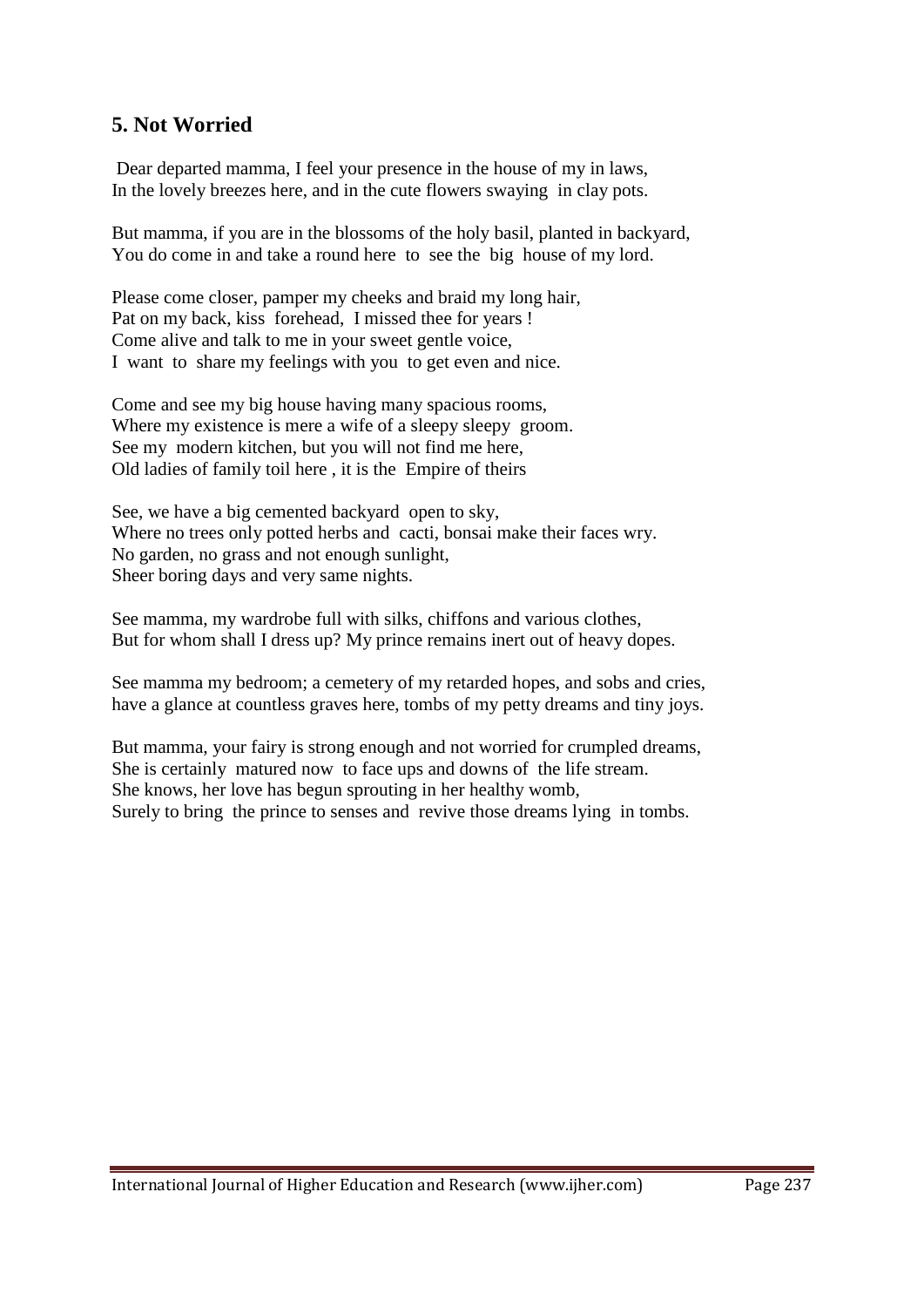## 5. Not Worried

Dear departed mamma, I feel your presence in the house of my in laws,
In the lovely breezes here, and in the cute flowers swaying in clay pots.

But mamma, if you are in the blossoms of the holy basil, planted in backyard,
You do come in and take a round here to see the big house of my lord.

Please come closer, pamper my cheeks and braid my long hair,
Pat on my back, kiss forehead, I missed thee for years !
Come alive and talk to me in your sweet gentle voice,
I want to share my feelings with you to get even and nice.

Come and see my big house having many spacious rooms,
Where my existence is mere a wife of a sleepy sleepy groom.
See my modern kitchen, but you will not find me here,
Old ladies of family toil here , it is the Empire of theirs

See, we have a big cemented backyard open to sky,
Where no trees only potted herbs and cacti, bonsai make their faces wry.
No garden, no grass and not enough sunlight,
Sheer boring days and very same nights.

See mamma, my wardrobe full with silks, chiffons and various clothes,
But for whom shall I dress up? My prince remains inert out of heavy dopes.

See mamma my bedroom; a cemetery of my retarded hopes, and sobs and cries,
have a glance at countless graves here, tombs of my petty dreams and tiny joys.

But mamma, your fairy is strong enough and not worried for crumpled dreams,
She is certainly matured now to face ups and downs of the life stream.
She knows, her love has begun sprouting in her healthy womb,
Surely to bring the prince to senses and revive those dreams lying in tombs.